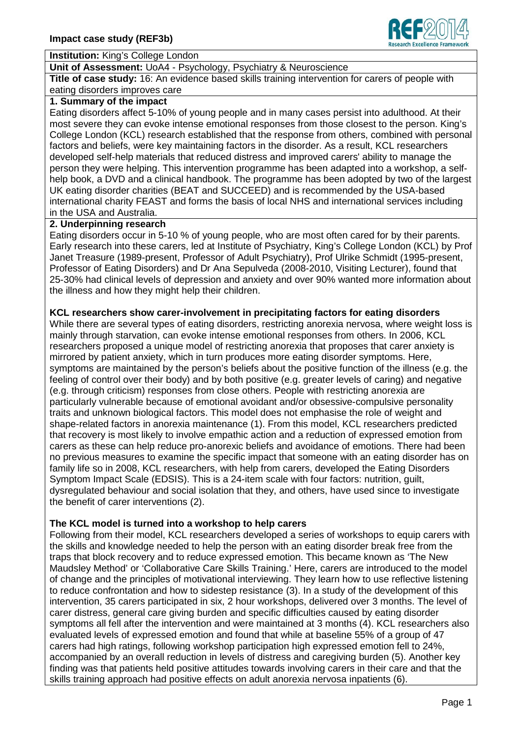**Impact case study (REF3b)**

**Institution:** King's College London

**Unit of Assessment:** UoA4 - Psychology, Psychiatry & Neuroscience

**Title of case study:** 16: An evidence based skills training intervention for carers of people with eating disorders improves care

## 1. Summary of the impact

Eating disorders affect 5-10% of young people and in many cases persist into adulthood. At their most severe they can evoke intense emotional responses from those closest to the person. King's College London (KCL) research established that the response from others, combined with personal factors and beliefs, were key maintaining factors in the disorder. As a result, KCL researchers developed self-help materials that reduced distress and improved carers' ability to manage the person they were helping. This intervention programme has been adapted into a workshop, a self-help book, a DVD and a clinical handbook. The programme has been adopted by two of the largest UK eating disorder charities (BEAT and SUCCEED) and is recommended by the USA-based international charity FEAST and forms the basis of local NHS and international services including in the USA and Australia.

## 2. Underpinning research

Eating disorders occur in 5-10 % of young people, who are most often cared for by their parents. Early research into these carers, led at Institute of Psychiatry, King's College London (KCL) by Prof Janet Treasure (1989-present, Professor of Adult Psychiatry), Prof Ulrike Schmidt (1995-present, Professor of Eating Disorders) and Dr Ana Sepulveda (2008-2010, Visiting Lecturer), found that 25-30% had clinical levels of depression and anxiety and over 90% wanted more information about the illness and how they might help their children.

### KCL researchers show carer-involvement in precipitating factors for eating disorders

While there are several types of eating disorders, restricting anorexia nervosa, where weight loss is mainly through starvation, can evoke intense emotional responses from others. In 2006, KCL researchers proposed a unique model of restricting anorexia that proposes that carer anxiety is mirrored by patient anxiety, which in turn produces more eating disorder symptoms. Here, symptoms are maintained by the person's beliefs about the positive function of the illness (e.g. the feeling of control over their body) and by both positive (e.g. greater levels of caring) and negative (e.g. through criticism) responses from close others. People with restricting anorexia are particularly vulnerable because of emotional avoidant and/or obsessive-compulsive personality traits and unknown biological factors. This model does not emphasise the role of weight and shape-related factors in anorexia maintenance (1). From this model, KCL researchers predicted that recovery is most likely to involve empathic action and a reduction of expressed emotion from carers as these can help reduce pro-anorexic beliefs and avoidance of emotions. There had been no previous measures to examine the specific impact that someone with an eating disorder has on family life so in 2008, KCL researchers, with help from carers, developed the Eating Disorders Symptom Impact Scale (EDSIS). This is a 24-item scale with four factors: nutrition, guilt, dysregulated behaviour and social isolation that they, and others, have used since to investigate the benefit of carer interventions (2).

### The KCL model is turned into a workshop to help carers

Following from their model, KCL researchers developed a series of workshops to equip carers with the skills and knowledge needed to help the person with an eating disorder break free from the traps that block recovery and to reduce expressed emotion. This became known as 'The New Maudsley Method' or 'Collaborative Care Skills Training.' Here, carers are introduced to the model of change and the principles of motivational interviewing. They learn how to use reflective listening to reduce confrontation and how to sidestep resistance (3). In a study of the development of this intervention, 35 carers participated in six, 2 hour workshops, delivered over 3 months. The level of carer distress, general care giving burden and specific difficulties caused by eating disorder symptoms all fell after the intervention and were maintained at 3 months (4). KCL researchers also evaluated levels of expressed emotion and found that while at baseline 55% of a group of 47 carers had high ratings, following workshop participation high expressed emotion fell to 24%, accompanied by an overall reduction in levels of distress and caregiving burden (5). Another key finding was that patients held positive attitudes towards involving carers in their care and that the skills training approach had positive effects on adult anorexia nervosa inpatients (6).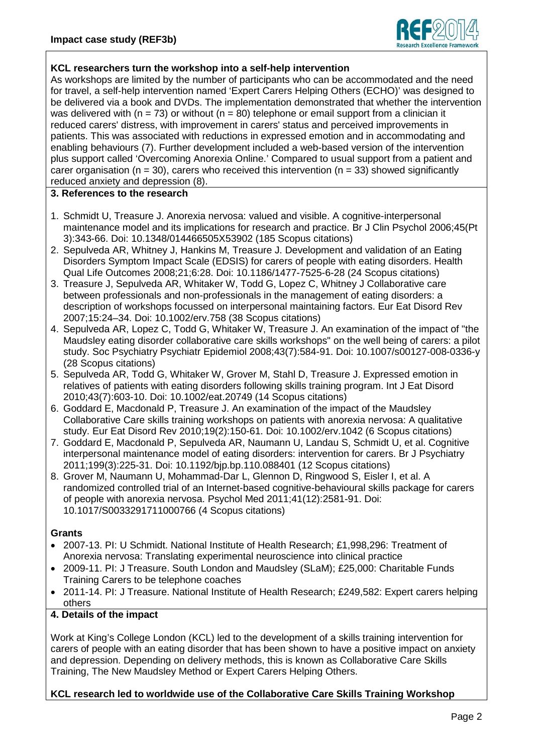**KCL researchers turn the workshop into a self-help intervention**

As workshops are limited by the number of participants who can be accommodated and the need for travel, a self-help intervention named 'Expert Carers Helping Others (ECHO)' was designed to be delivered via a book and DVDs. The implementation demonstrated that whether the intervention was delivered with ($n = 73$) or without ($n = 80$) telephone or email support from a clinician it reduced carers' distress, with improvement in carers' status and perceived improvements in patients. This was associated with reductions in expressed emotion and in accommodating and enabling behaviours (7). Further development included a web-based version of the intervention plus support called 'Overcoming Anorexia Online.' Compared to usual support from a patient and carer organisation ($n = 30$), carers who received this intervention ($n = 33$) showed significantly reduced anxiety and depression (8).

## 3. References to the research

1. Schmidt U, Treasure J. Anorexia nervosa: valued and visible. A cognitive-interpersonal maintenance model and its implications for research and practice. Br J Clin Psychol 2006;45(Pt 3):343-66. Doi: 10.1348/014466505X53902 (185 Scopus citations)
2. Sepulveda AR, Whitney J, Hankins M, Treasure J. Development and validation of an Eating Disorders Symptom Impact Scale (EDSIS) for carers of people with eating disorders. Health Qual Life Outcomes 2008;21;6:28. Doi: 10.1186/1477-7525-6-28 (24 Scopus citations)
3. Treasure J, Sepulveda AR, Whitaker W, Todd G, Lopez C, Whitney J Collaborative care between professionals and non-professionals in the management of eating disorders: a description of workshops focussed on interpersonal maintaining factors. Eur Eat Disord Rev 2007;15:24–34. Doi: 10.1002/erv.758 (38 Scopus citations)
4. Sepulveda AR, Lopez C, Todd G, Whitaker W, Treasure J. An examination of the impact of "the Maudsley eating disorder collaborative care skills workshops" on the well being of carers: a pilot study. Soc Psychiatry Psychiatr Epidemiol 2008;43(7):584-91. Doi: 10.1007/s00127-008-0336-y (28 Scopus citations)
5. Sepulveda AR, Todd G, Whitaker W, Grover M, Stahl D, Treasure J. Expressed emotion in relatives of patients with eating disorders following skills training program. Int J Eat Disord 2010;43(7):603-10. Doi: 10.1002/eat.20749 (14 Scopus citations)
6. Goddard E, Macdonald P, Treasure J. An examination of the impact of the Maudsley Collaborative Care skills training workshops on patients with anorexia nervosa: A qualitative study. Eur Eat Disord Rev 2010;19(2):150-61. Doi: 10.1002/erv.1042 (6 Scopus citations)
7. Goddard E, Macdonald P, Sepulveda AR, Naumann U, Landau S, Schmidt U, et al. Cognitive interpersonal maintenance model of eating disorders: intervention for carers. Br J Psychiatry 2011;199(3):225-31. Doi: 10.1192/bjp.bp.110.088401 (12 Scopus citations)
8. Grover M, Naumann U, Mohammad-Dar L, Glennon D, Ringwood S, Eisler I, et al. A randomized controlled trial of an Internet-based cognitive-behavioural skills package for carers of people with anorexia nervosa. Psychol Med 2011;41(12):2581-91. Doi: 10.1017/S0033291711000766 (4 Scopus citations)

**Grants**

- 2007-13. PI: U Schmidt. National Institute of Health Research; £1,998,296: Treatment of Anorexia nervosa: Translating experimental neuroscience into clinical practice
- 2009-11. PI: J Treasure. South London and Maudsley (SLaM); £25,000: Charitable Funds Training Carers to be telephone coaches
- 2011-14. PI: J Treasure. National Institute of Health Research; £249,582: Expert carers helping others

## 4. Details of the impact

Work at King's College London (KCL) led to the development of a skills training intervention for carers of people with an eating disorder that has been shown to have a positive impact on anxiety and depression. Depending on delivery methods, this is known as Collaborative Care Skills Training, The New Maudsley Method or Expert Carers Helping Others.

**KCL research led to worldwide use of the Collaborative Care Skills Training Workshop**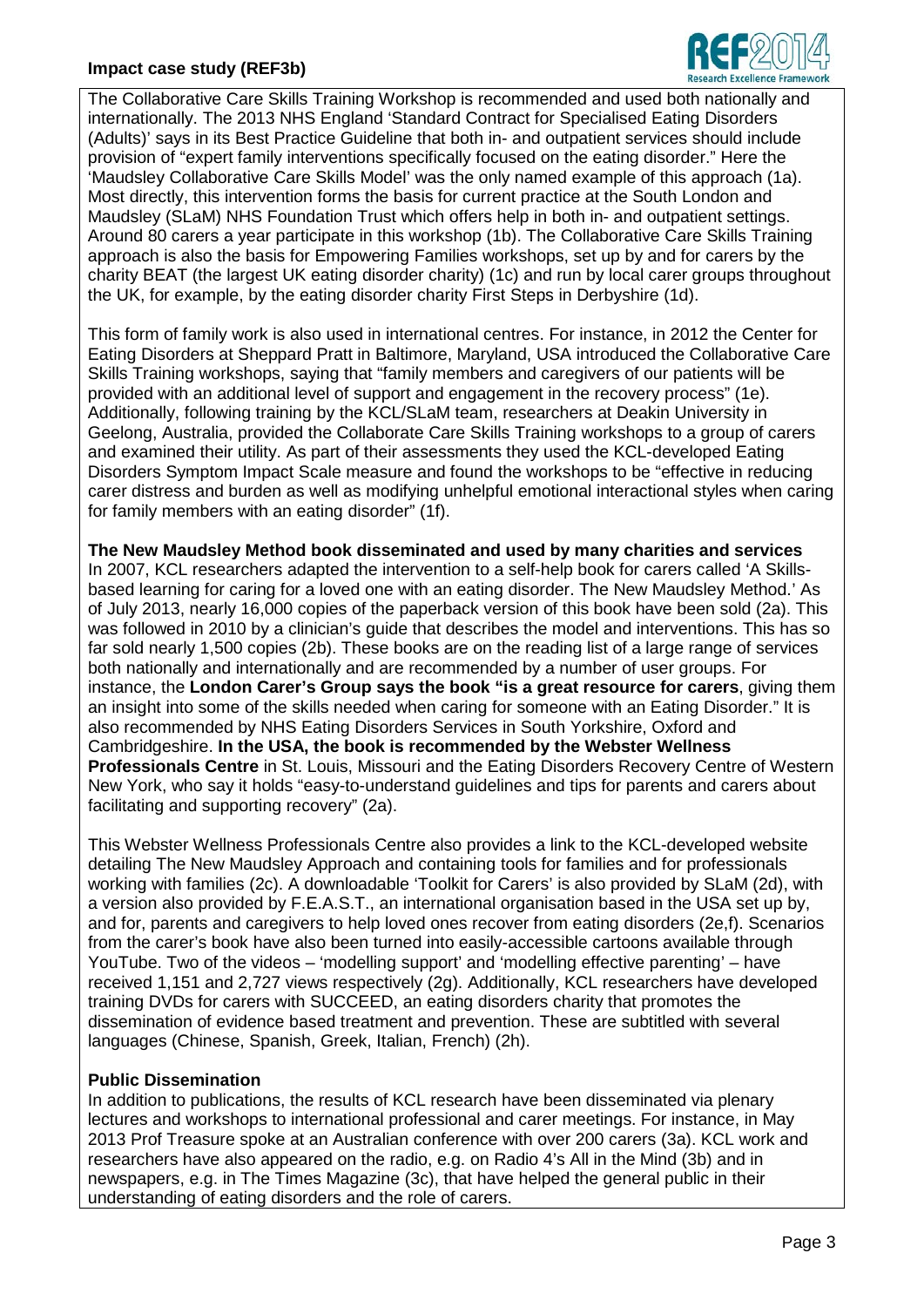The Collaborative Care Skills Training Workshop is recommended and used both nationally and internationally. The 2013 NHS England 'Standard Contract for Specialised Eating Disorders (Adults)' says in its Best Practice Guideline that both in- and outpatient services should include provision of "expert family interventions specifically focused on the eating disorder." Here the 'Maudsley Collaborative Care Skills Model' was the only named example of this approach (1a). Most directly, this intervention forms the basis for current practice at the South London and Maudsley (SLaM) NHS Foundation Trust which offers help in both in- and outpatient settings. Around 80 carers a year participate in this workshop (1b). The Collaborative Care Skills Training approach is also the basis for Empowering Families workshops, set up by and for carers by the charity BEAT (the largest UK eating disorder charity) (1c) and run by local carer groups throughout the UK, for example, by the eating disorder charity First Steps in Derbyshire (1d).

This form of family work is also used in international centres. For instance, in 2012 the Center for Eating Disorders at Sheppard Pratt in Baltimore, Maryland, USA introduced the Collaborative Care Skills Training workshops, saying that "family members and caregivers of our patients will be provided with an additional level of support and engagement in the recovery process" (1e). Additionally, following training by the KCL/SLaM team, researchers at Deakin University in Geelong, Australia, provided the Collaborate Care Skills Training workshops to a group of carers and examined their utility. As part of their assessments they used the KCL-developed Eating Disorders Symptom Impact Scale measure and found the workshops to be "effective in reducing carer distress and burden as well as modifying unhelpful emotional interactional styles when caring for family members with an eating disorder" (1f).

**The New Maudsley Method book disseminated and used by many charities and services**

In 2007, KCL researchers adapted the intervention to a self-help book for carers called 'A Skills-based learning for caring for a loved one with an eating disorder. The New Maudsley Method.' As of July 2013, nearly 16,000 copies of the paperback version of this book have been sold (2a). This was followed in 2010 by a clinician's guide that describes the model and interventions. This has so far sold nearly 1,500 copies (2b). These books are on the reading list of a large range of services both nationally and internationally and are recommended by a number of user groups. For instance, the **London Carer's Group says the book "is a great resource for carers**, giving them an insight into some of the skills needed when caring for someone with an Eating Disorder." It is also recommended by NHS Eating Disorders Services in South Yorkshire, Oxford and Cambridgeshire. **In the USA, the book is recommended by the Webster Wellness Professionals Centre** in St. Louis, Missouri and the Eating Disorders Recovery Centre of Western New York, who say it holds "easy-to-understand guidelines and tips for parents and carers about facilitating and supporting recovery" (2a).

This Webster Wellness Professionals Centre also provides a link to the KCL-developed website detailing The New Maudsley Approach and containing tools for families and for professionals working with families (2c). A downloadable 'Toolkit for Carers' is also provided by SLaM (2d), with a version also provided by F.E.A.S.T., an international organisation based in the USA set up by, and for, parents and caregivers to help loved ones recover from eating disorders (2e,f). Scenarios from the carer's book have also been turned into easily-accessible cartoons available through YouTube. Two of the videos – 'modelling support' and 'modelling effective parenting' – have received 1,151 and 2,727 views respectively (2g). Additionally, KCL researchers have developed training DVDs for carers with SUCCEED, an eating disorders charity that promotes the dissemination of evidence based treatment and prevention. These are subtitled with several languages (Chinese, Spanish, Greek, Italian, French) (2h).

**Public Dissemination**

In addition to publications, the results of KCL research have been disseminated via plenary lectures and workshops to international professional and carer meetings. For instance, in May 2013 Prof Treasure spoke at an Australian conference with over 200 carers (3a). KCL work and researchers have also appeared on the radio, e.g. on Radio 4's All in the Mind (3b) and in newspapers, e.g. in The Times Magazine (3c), that have helped the general public in their understanding of eating disorders and the role of carers.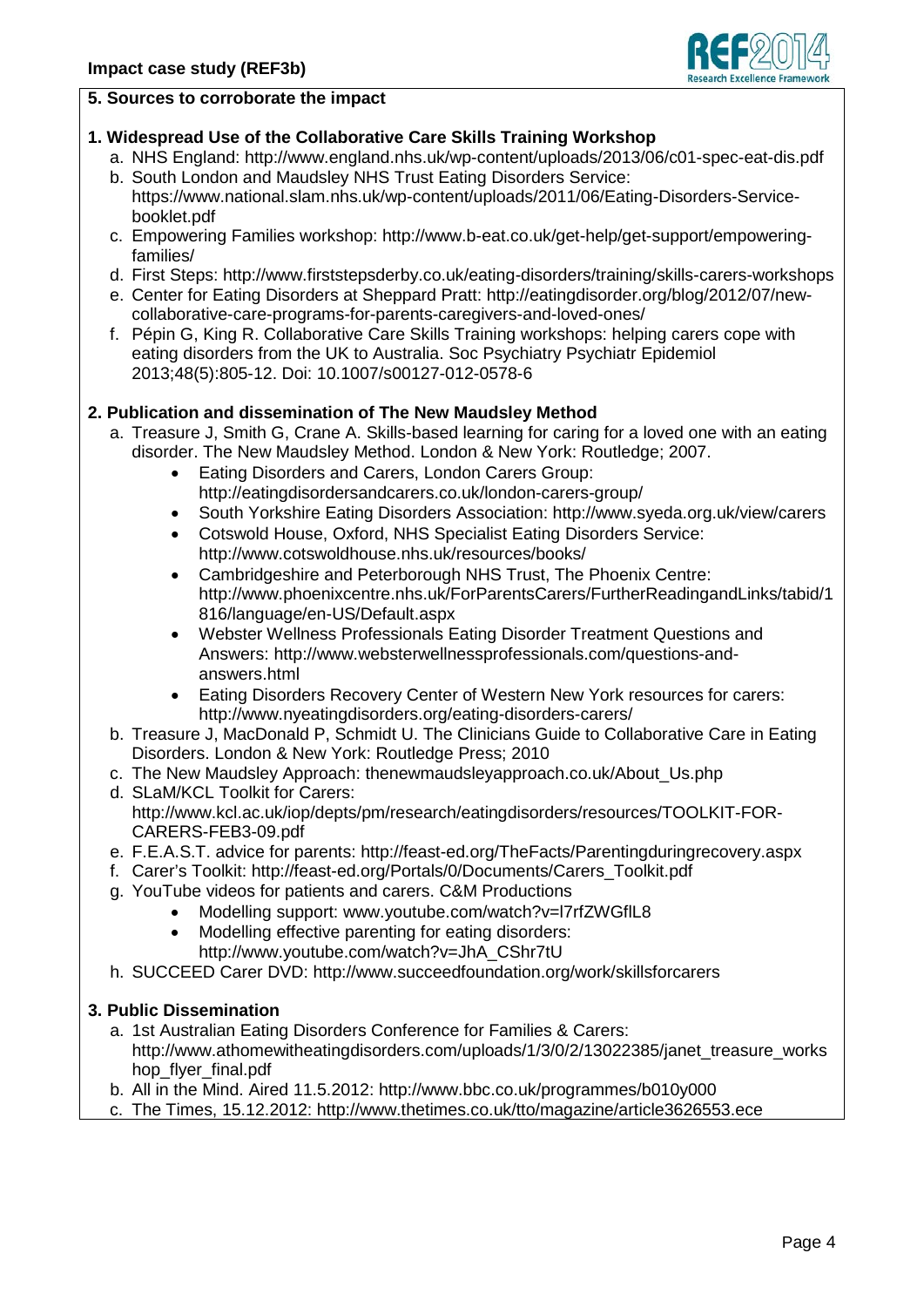## 5. Sources to corroborate the impact

### 1. Widespread Use of the Collaborative Care Skills Training Workshop

a. NHS England: http://www.england.nhs.uk/wp-content/uploads/2013/06/c01-spec-eat-dis.pdf
b. South London and Maudsley NHS Trust Eating Disorders Service: https://www.national.slam.nhs.uk/wp-content/uploads/2011/06/Eating-Disorders-Service-booklet.pdf
c. Empowering Families workshop: http://www.b-eat.co.uk/get-help/get-support/empowering-families/
d. First Steps: http://www.firststepsderby.co.uk/eating-disorders/training/skills-carers-workshops
e. Center for Eating Disorders at Sheppard Pratt: http://eatingdisorder.org/blog/2012/07/new-collaborative-care-programs-for-parents-caregivers-and-loved-ones/
f. Pépin G, King R. Collaborative Care Skills Training workshops: helping carers cope with eating disorders from the UK to Australia. Soc Psychiatry Psychiatr Epidemiol 2013;48(5):805-12. Doi: 10.1007/s00127-012-0578-6

### 2. Publication and dissemination of The New Maudsley Method

a. Treasure J, Smith G, Crane A. Skills-based learning for caring for a loved one with an eating disorder. The New Maudsley Method. London & New York: Routledge; 2007.
    - Eating Disorders and Carers, London Carers Group: http://eatingdisordersandcarers.co.uk/london-carers-group/
    - South Yorkshire Eating Disorders Association: http://www.syeda.org.uk/view/carers
    - Cotswold House, Oxford, NHS Specialist Eating Disorders Service: http://www.cotswoldhouse.nhs.uk/resources/books/
    - Cambridgeshire and Peterborough NHS Trust, The Phoenix Centre: http://www.phoenixcentre.nhs.uk/ForParentsCarers/FurtherReadingandLinks/tabid/1816/language/en-US/Default.aspx
    - Webster Wellness Professionals Eating Disorder Treatment Questions and Answers: http://www.websterwellnessprofessionals.com/questions-and-answers.html
    - Eating Disorders Recovery Center of Western New York resources for carers: http://www.nyeatingdisorders.org/eating-disorders-carers/
b. Treasure J, MacDonald P, Schmidt U. The Clinicians Guide to Collaborative Care in Eating Disorders. London & New York: Routledge Press; 2010
c. The New Maudsley Approach: thenewmaudsleyapproach.co.uk/About_Us.php
d. SLaM/KCL Toolkit for Carers: http://www.kcl.ac.uk/iop/depts/pm/research/eatingdisorders/resources/TOOLKIT-FOR-CARERS-FEB3-09.pdf
e. F.E.A.S.T. advice for parents: http://feast-ed.org/TheFacts/Parentingduringrecovery.aspx
f. Carer's Toolkit: http://feast-ed.org/Portals/0/Documents/Carers_Toolkit.pdf
g. YouTube videos for patients and carers. C&M Productions
    - Modelling support: www.youtube.com/watch?v=l7rfZWGflL8
    - Modelling effective parenting for eating disorders: http://www.youtube.com/watch?v=JhA_CShr7tU
h. SUCCEED Carer DVD: http://www.succeedfoundation.org/work/skillsforcarers

### 3. Public Dissemination

a. 1st Australian Eating Disorders Conference for Families & Carers: http://www.athomewitheatingdisorders.com/uploads/1/3/0/2/13022385/janet_treasure_workshop_flyer_final.pdf
b. All in the Mind. Aired 11.5.2012: http://www.bbc.co.uk/programmes/b010y000
c. The Times, 15.12.2012: http://www.thetimes.co.uk/tto/magazine/article3626553.ece